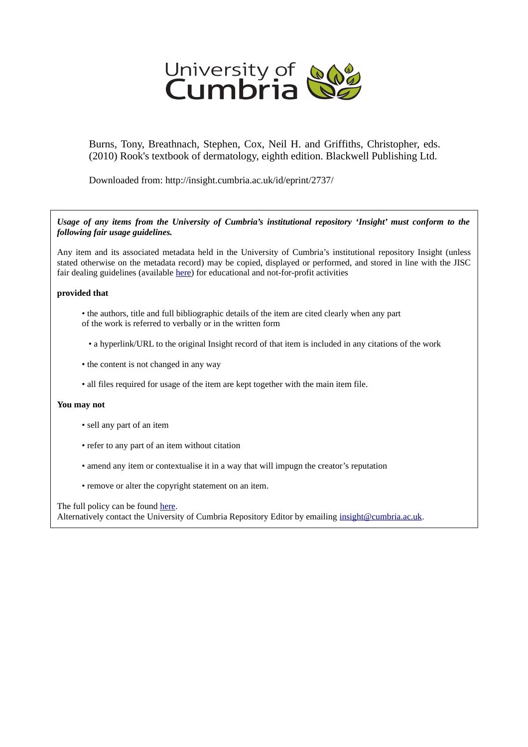University of Cumbria

Burns, Tony, Breathnach, Stephen, Cox, Neil H. and Griffiths, Christopher, eds. (2010) Rook's textbook of dermatology, eighth edition. Blackwell Publishing Ltd.

Downloaded from: http://insight.cumbria.ac.uk/id/eprint/2737/

***Usage of any items from the University of Cumbria's institutional repository 'Insight' must conform to the following fair usage guidelines.***

Any item and its associated metadata held in the University of Cumbria's institutional repository Insight (unless stated otherwise on the metadata record) may be copied, displayed or performed, and stored in line with the JISC fair dealing guidelines (available here) for educational and not-for-profit activities

**provided that**

- the authors, title and full bibliographic details of the item are cited clearly when any part of the work is referred to verbally or in the written form
- a hyperlink/URL to the original Insight record of that item is included in any citations of the work
- the content is not changed in any way
- all files required for usage of the item are kept together with the main item file.

**You may not**

- sell any part of an item
- refer to any part of an item without citation
- amend any item or contextualise it in a way that will impugn the creator's reputation
- remove or alter the copyright statement on an item.

The full policy can be found here.
Alternatively contact the University of Cumbria Repository Editor by emailing insight@cumbria.ac.uk.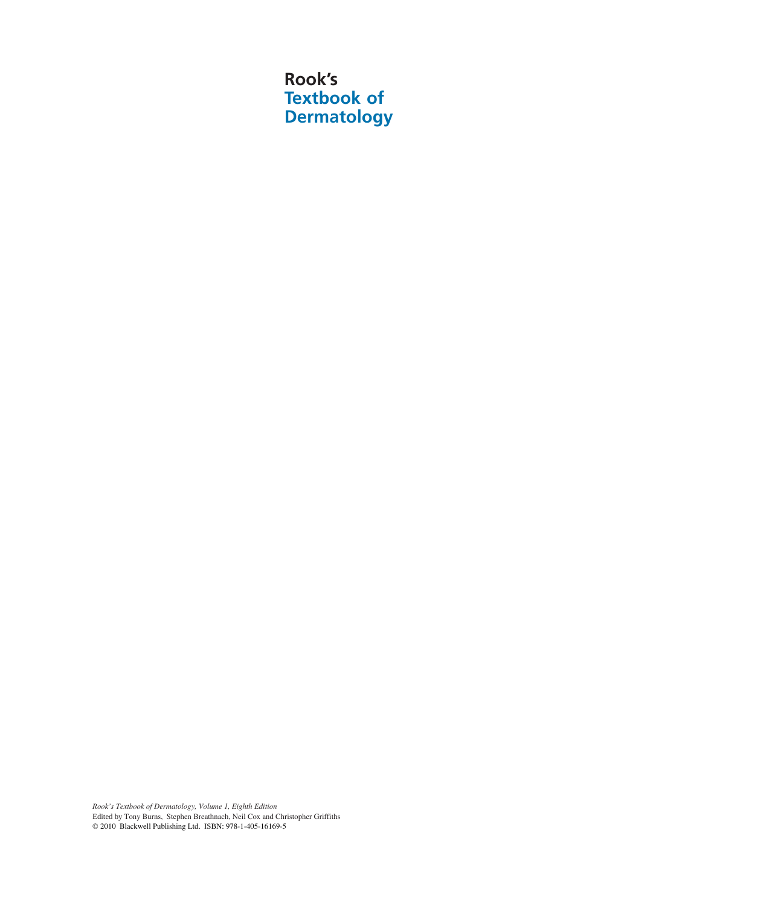# Rook's
# Textbook of Dermatology

*Rook's Textbook of Dermatology, Volume 1, Eighth Edition*
Edited by Tony Burns, Stephen Breathnach, Neil Cox and Christopher Griffiths
© 2010 Blackwell Publishing Ltd. ISBN: 978-1-405-16169-5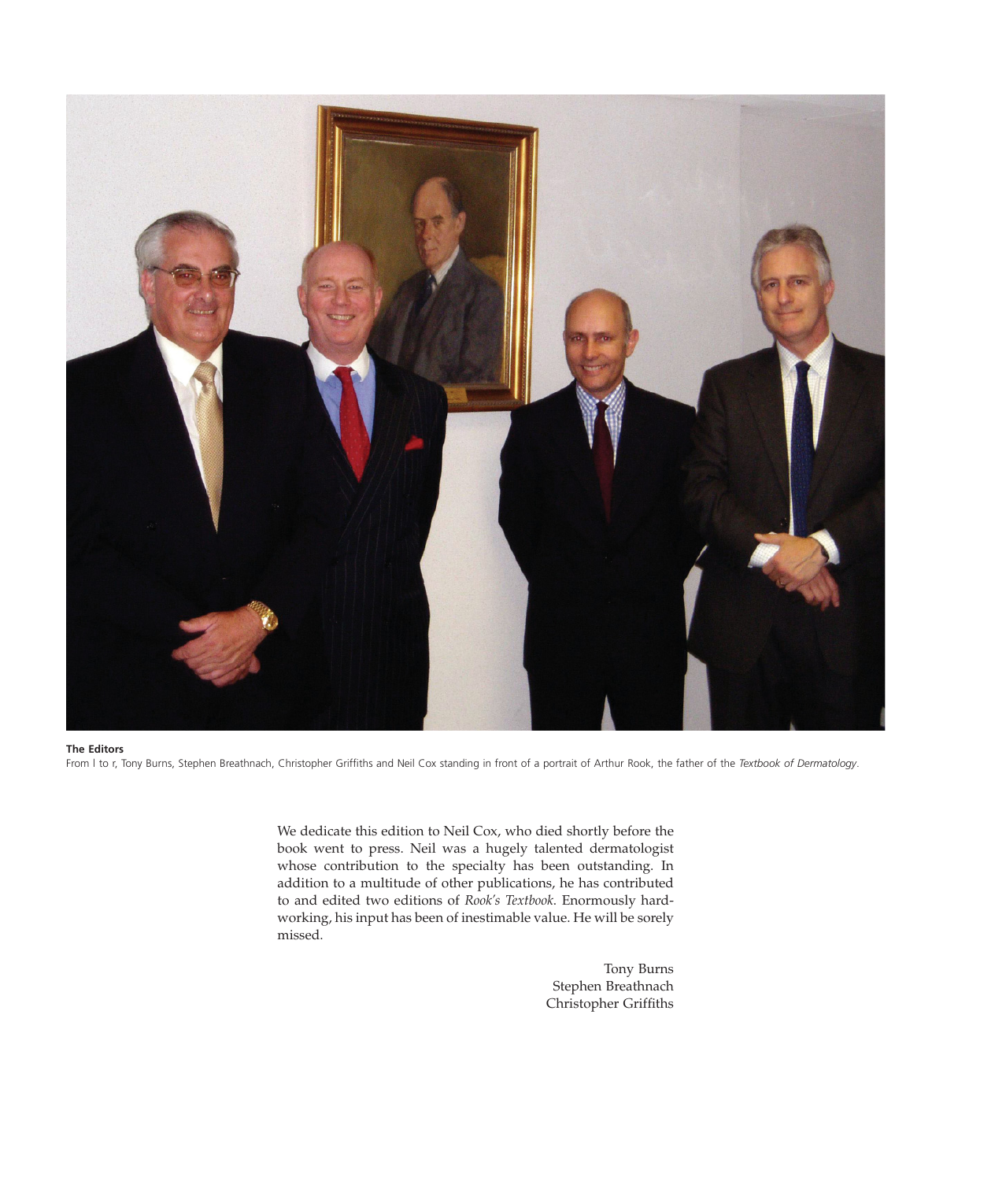**The Editors**
From l to r, Tony Burns, Stephen Breathnach, Christopher Griffiths and Neil Cox standing in front of a portrait of Arthur Rook, the father of the *Textbook of Dermatology*.

We dedicate this edition to Neil Cox, who died shortly before the book went to press. Neil was a hugely talented dermatologist whose contribution to the specialty has been outstanding. In addition to a multitude of other publications, he has contributed to and edited two editions of *Rook's Textbook*. Enormously hard-working, his input has been of inestimable value. He will be sorely missed.

Tony Burns
Stephen Breathnach
Christopher Griffiths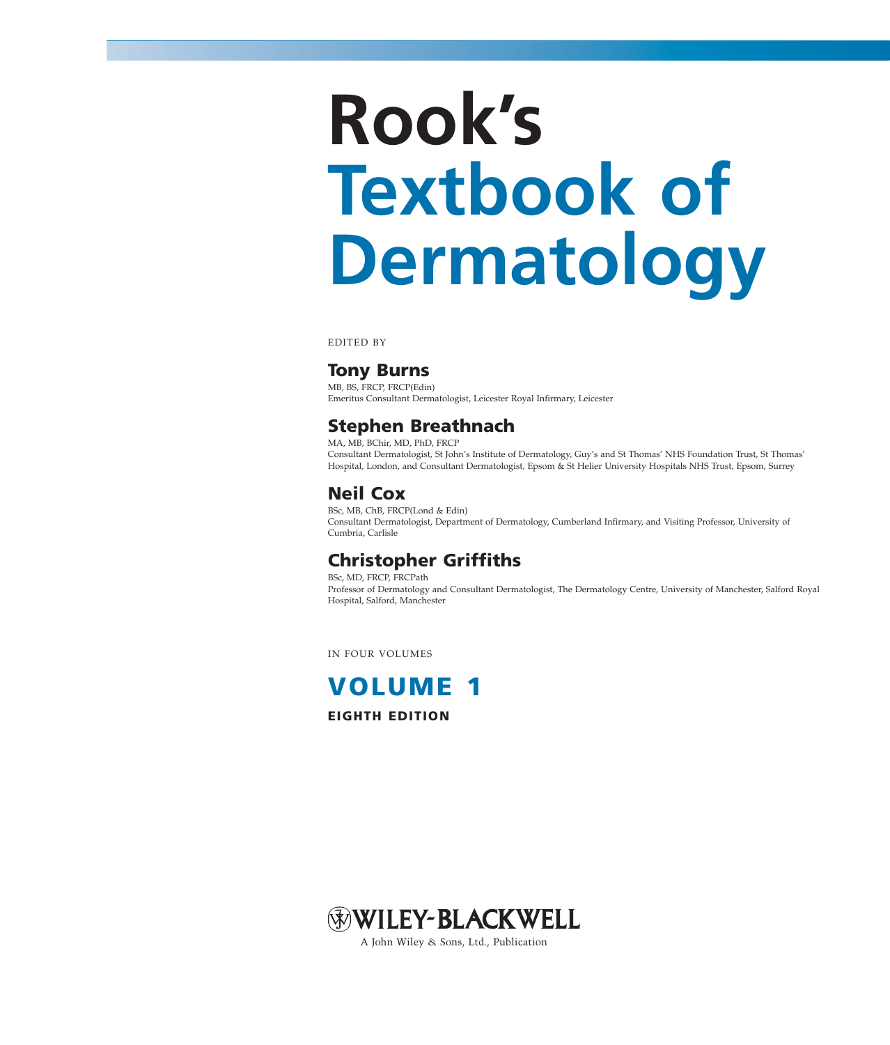# Rook's Textbook of Dermatology

EDITED BY

## Tony Burns

MB, BS, FRCP, FRCP(Edin)
Emeritus Consultant Dermatologist, Leicester Royal Infirmary, Leicester

## Stephen Breathnach

MA, MB, BChir, MD, PhD, FRCP
Consultant Dermatologist, St John's Institute of Dermatology, Guy's and St Thomas' NHS Foundation Trust, St Thomas' Hospital, London, and Consultant Dermatologist, Epsom & St Helier University Hospitals NHS Trust, Epsom, Surrey

## Neil Cox

BSc, MB, ChB, FRCP(Lond & Edin)
Consultant Dermatologist, Department of Dermatology, Cumberland Infirmary, and Visiting Professor, University of Cumbria, Carlisle

## Christopher Griffiths

BSc, MD, FRCP, FRCPath
Professor of Dermatology and Consultant Dermatologist, The Dermatology Centre, University of Manchester, Salford Royal Hospital, Salford, Manchester

IN FOUR VOLUMES

## VOLUME 1

**EIGHTH EDITION**

WILEY-BLACKWELL
A John Wiley & Sons, Ltd., Publication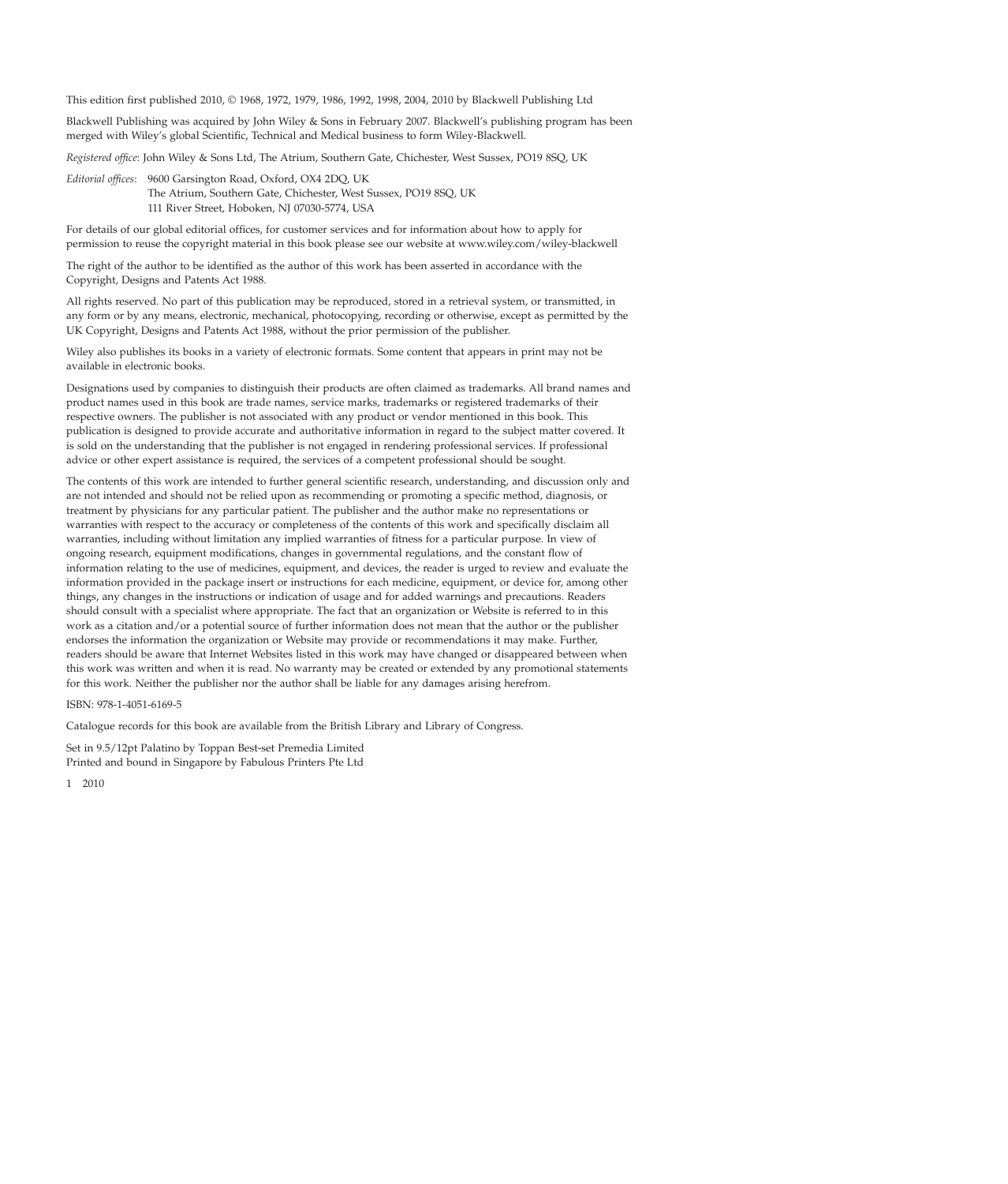This edition first published 2010, © 1968, 1972, 1979, 1986, 1992, 1998, 2004, 2010 by Blackwell Publishing Ltd

Blackwell Publishing was acquired by John Wiley & Sons in February 2007. Blackwell's publishing program has been merged with Wiley's global Scientific, Technical and Medical business to form Wiley-Blackwell.

*Registered office*: John Wiley & Sons Ltd, The Atrium, Southern Gate, Chichester, West Sussex, PO19 8SQ, UK

*Editorial offices*: 9600 Garsington Road, Oxford, OX4 2DQ, UK
The Atrium, Southern Gate, Chichester, West Sussex, PO19 8SQ, UK
111 River Street, Hoboken, NJ 07030-5774, USA

For details of our global editorial offices, for customer services and for information about how to apply for permission to reuse the copyright material in this book please see our website at www.wiley.com/wiley-blackwell

The right of the author to be identified as the author of this work has been asserted in accordance with the Copyright, Designs and Patents Act 1988.

All rights reserved. No part of this publication may be reproduced, stored in a retrieval system, or transmitted, in any form or by any means, electronic, mechanical, photocopying, recording or otherwise, except as permitted by the UK Copyright, Designs and Patents Act 1988, without the prior permission of the publisher.

Wiley also publishes its books in a variety of electronic formats. Some content that appears in print may not be available in electronic books.

Designations used by companies to distinguish their products are often claimed as trademarks. All brand names and product names used in this book are trade names, service marks, trademarks or registered trademarks of their respective owners. The publisher is not associated with any product or vendor mentioned in this book. This publication is designed to provide accurate and authoritative information in regard to the subject matter covered. It is sold on the understanding that the publisher is not engaged in rendering professional services. If professional advice or other expert assistance is required, the services of a competent professional should be sought.

The contents of this work are intended to further general scientific research, understanding, and discussion only and are not intended and should not be relied upon as recommending or promoting a specific method, diagnosis, or treatment by physicians for any particular patient. The publisher and the author make no representations or warranties with respect to the accuracy or completeness of the contents of this work and specifically disclaim all warranties, including without limitation any implied warranties of fitness for a particular purpose. In view of ongoing research, equipment modifications, changes in governmental regulations, and the constant flow of information relating to the use of medicines, equipment, and devices, the reader is urged to review and evaluate the information provided in the package insert or instructions for each medicine, equipment, or device for, among other things, any changes in the instructions or indication of usage and for added warnings and precautions. Readers should consult with a specialist where appropriate. The fact that an organization or Website is referred to in this work as a citation and/or a potential source of further information does not mean that the author or the publisher endorses the information the organization or Website may provide or recommendations it may make. Further, readers should be aware that Internet Websites listed in this work may have changed or disappeared between when this work was written and when it is read. No warranty may be created or extended by any promotional statements for this work. Neither the publisher nor the author shall be liable for any damages arising herefrom.

ISBN: 978-1-4051-6169-5

Catalogue records for this book are available from the British Library and Library of Congress.

Set in 9.5/12pt Palatino by Toppan Best-set Premedia Limited
Printed and bound in Singapore by Fabulous Printers Pte Ltd

1 2010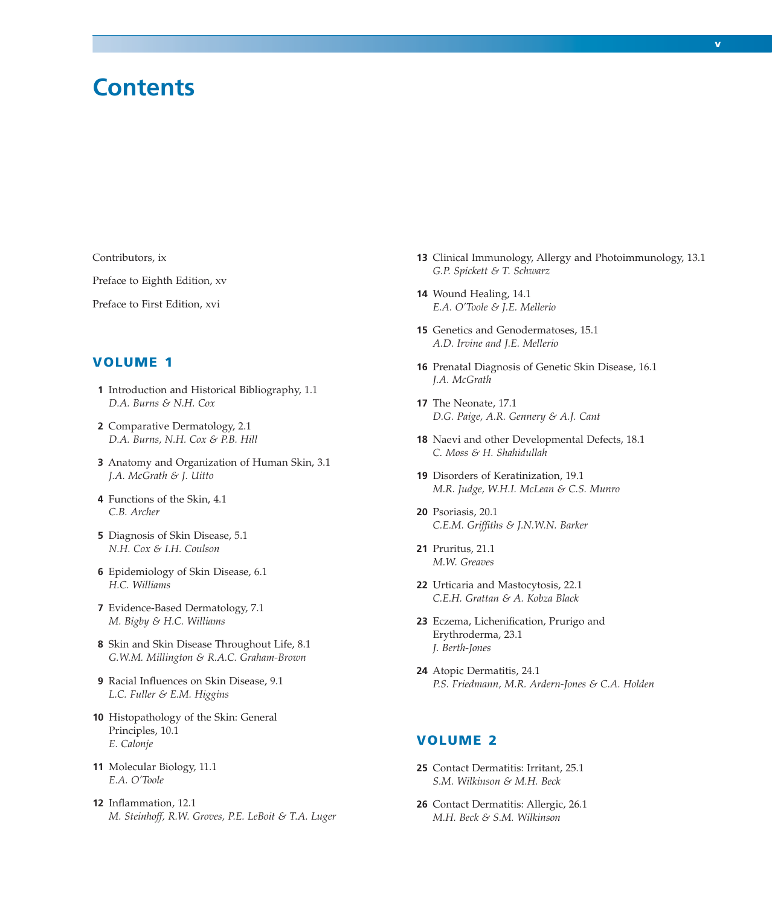# Contents

Contributors, ix

Preface to Eighth Edition, xv

Preface to First Edition, xvi

## VOLUME 1

**1** Introduction and Historical Bibliography, 1.1
*D.A. Burns & N.H. Cox*

**2** Comparative Dermatology, 2.1
*D.A. Burns, N.H. Cox & P.B. Hill*

**3** Anatomy and Organization of Human Skin, 3.1
*J.A. McGrath & J. Uitto*

**4** Functions of the Skin, 4.1
*C.B. Archer*

**5** Diagnosis of Skin Disease, 5.1
*N.H. Cox & I.H. Coulson*

**6** Epidemiology of Skin Disease, 6.1
*H.C. Williams*

**7** Evidence-Based Dermatology, 7.1
*M. Bigby & H.C. Williams*

**8** Skin and Skin Disease Throughout Life, 8.1
*G.W.M. Millington & R.A.C. Graham-Brown*

**9** Racial Influences on Skin Disease, 9.1
*L.C. Fuller & E.M. Higgins*

**10** Histopathology of the Skin: General Principles, 10.1
*E. Calonje*

**11** Molecular Biology, 11.1
*E.A. O'Toole*

**12** Inflammation, 12.1
*M. Steinhoff, R.W. Groves, P.E. LeBoit & T.A. Luger*

**13** Clinical Immunology, Allergy and Photoimmunology, 13.1
*G.P. Spickett & T. Schwarz*

**14** Wound Healing, 14.1
*E.A. O'Toole & J.E. Mellerio*

**15** Genetics and Genodermatoses, 15.1
*A.D. Irvine and J.E. Mellerio*

**16** Prenatal Diagnosis of Genetic Skin Disease, 16.1
*J.A. McGrath*

**17** The Neonate, 17.1
*D.G. Paige, A.R. Gennery & A.J. Cant*

**18** Naevi and other Developmental Defects, 18.1
*C. Moss & H. Shahidullah*

**19** Disorders of Keratinization, 19.1
*M.R. Judge, W.H.I. McLean & C.S. Munro*

**20** Psoriasis, 20.1
*C.E.M. Griffiths & J.N.W.N. Barker*

**21** Pruritus, 21.1
*M.W. Greaves*

**22** Urticaria and Mastocytosis, 22.1
*C.E.H. Grattan & A. Kobza Black*

**23** Eczema, Lichenification, Prurigo and Erythroderma, 23.1
*J. Berth-Jones*

**24** Atopic Dermatitis, 24.1
*P.S. Friedmann, M.R. Ardern-Jones & C.A. Holden*

## VOLUME 2

**25** Contact Dermatitis: Irritant, 25.1
*S.M. Wilkinson & M.H. Beck*

**26** Contact Dermatitis: Allergic, 26.1
*M.H. Beck & S.M. Wilkinson*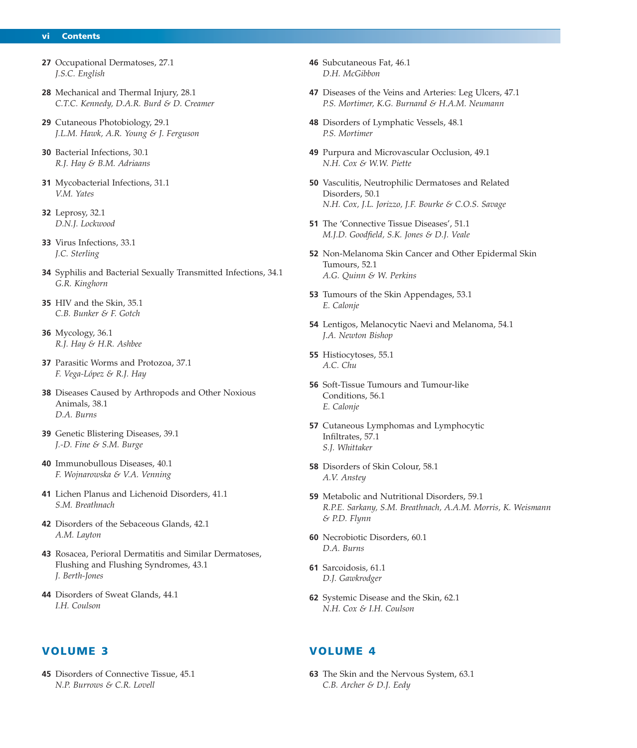**27** Occupational Dermatoses, 27.1
*J.S.C. English*

**28** Mechanical and Thermal Injury, 28.1
*C.T.C. Kennedy, D.A.R. Burd & D. Creamer*

**29** Cutaneous Photobiology, 29.1
*J.L.M. Hawk, A.R. Young & J. Ferguson*

**30** Bacterial Infections, 30.1
*R.J. Hay & B.M. Adriaans*

**31** Mycobacterial Infections, 31.1
*V.M. Yates*

**32** Leprosy, 32.1
*D.N.J. Lockwood*

**33** Virus Infections, 33.1
*J.C. Sterling*

**34** Syphilis and Bacterial Sexually Transmitted Infections, 34.1
*G.R. Kinghorn*

**35** HIV and the Skin, 35.1
*C.B. Bunker & F. Gotch*

**36** Mycology, 36.1
*R.J. Hay & H.R. Ashbee*

**37** Parasitic Worms and Protozoa, 37.1
*F. Vega-López & R.J. Hay*

**38** Diseases Caused by Arthropods and Other Noxious Animals, 38.1
*D.A. Burns*

**39** Genetic Blistering Diseases, 39.1
*J.-D. Fine & S.M. Burge*

**40** Immunobullous Diseases, 40.1
*F. Wojnarowska & V.A. Venning*

**41** Lichen Planus and Lichenoid Disorders, 41.1
*S.M. Breathnach*

**42** Disorders of the Sebaceous Glands, 42.1
*A.M. Layton*

**43** Rosacea, Perioral Dermatitis and Similar Dermatoses, Flushing and Flushing Syndromes, 43.1
*J. Berth-Jones*

**44** Disorders of Sweat Glands, 44.1
*I.H. Coulson*

## VOLUME 3

**45** Disorders of Connective Tissue, 45.1
*N.P. Burrows & C.R. Lovell*

**46** Subcutaneous Fat, 46.1
*D.H. McGibbon*

**47** Diseases of the Veins and Arteries: Leg Ulcers, 47.1
*P.S. Mortimer, K.G. Burnand & H.A.M. Neumann*

**48** Disorders of Lymphatic Vessels, 48.1
*P.S. Mortimer*

**49** Purpura and Microvascular Occlusion, 49.1
*N.H. Cox & W.W. Piette*

**50** Vasculitis, Neutrophilic Dermatoses and Related Disorders, 50.1
*N.H. Cox, J.L. Jorizzo, J.F. Bourke & C.O.S. Savage*

**51** The 'Connective Tissue Diseases', 51.1
*M.J.D. Goodfield, S.K. Jones & D.J. Veale*

**52** Non-Melanoma Skin Cancer and Other Epidermal Skin Tumours, 52.1
*A.G. Quinn & W. Perkins*

**53** Tumours of the Skin Appendages, 53.1
*E. Calonje*

**54** Lentigos, Melanocytic Naevi and Melanoma, 54.1
*J.A. Newton Bishop*

**55** Histiocytoses, 55.1
*A.C. Chu*

**56** Soft-Tissue Tumours and Tumour-like Conditions, 56.1
*E. Calonje*

**57** Cutaneous Lymphomas and Lymphocytic Infiltrates, 57.1
*S.J. Whittaker*

**58** Disorders of Skin Colour, 58.1
*A.V. Anstey*

**59** Metabolic and Nutritional Disorders, 59.1
*R.P.E. Sarkany, S.M. Breathnach, A.A.M. Morris, K. Weismann & P.D. Flynn*

**60** Necrobiotic Disorders, 60.1
*D.A. Burns*

**61** Sarcoidosis, 61.1
*D.J. Gawkrodger*

**62** Systemic Disease and the Skin, 62.1
*N.H. Cox & I.H. Coulson*

## VOLUME 4

**63** The Skin and the Nervous System, 63.1
*C.B. Archer & D.J. Eedy*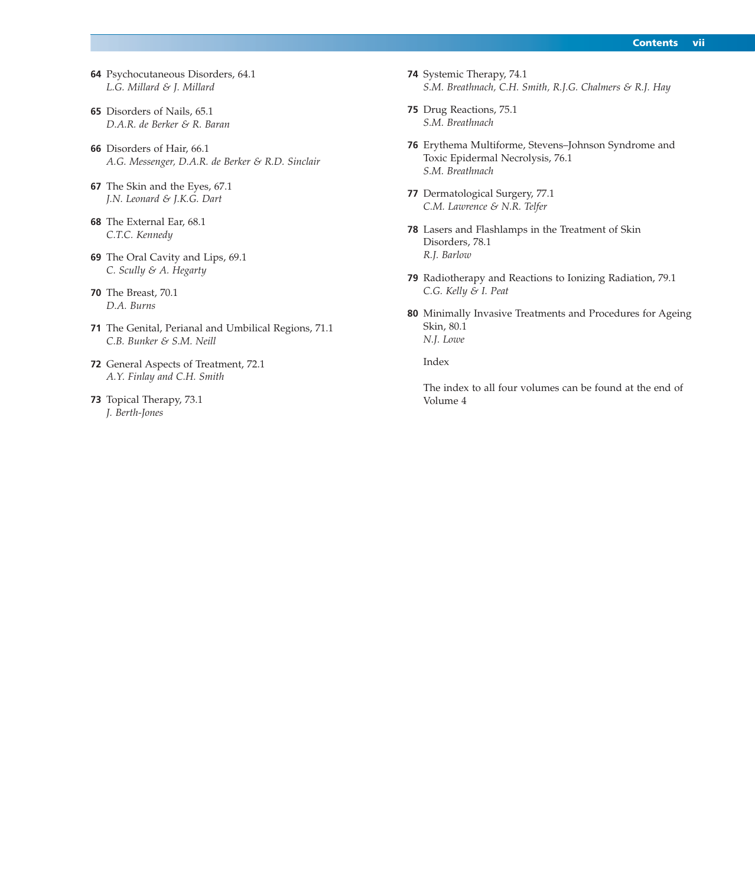**64** Psychocutaneous Disorders, 64.1
*L.G. Millard & J. Millard*

**65** Disorders of Nails, 65.1
*D.A.R. de Berker & R. Baran*

**66** Disorders of Hair, 66.1
*A.G. Messenger, D.A.R. de Berker & R.D. Sinclair*

**67** The Skin and the Eyes, 67.1
*J.N. Leonard & J.K.G. Dart*

**68** The External Ear, 68.1
*C.T.C. Kennedy*

**69** The Oral Cavity and Lips, 69.1
*C. Scully & A. Hegarty*

**70** The Breast, 70.1
*D.A. Burns*

**71** The Genital, Perianal and Umbilical Regions, 71.1
*C.B. Bunker & S.M. Neill*

**72** General Aspects of Treatment, 72.1
*A.Y. Finlay and C.H. Smith*

**73** Topical Therapy, 73.1
*J. Berth-Jones*

**74** Systemic Therapy, 74.1
*S.M. Breathnach, C.H. Smith, R.J.G. Chalmers & R.J. Hay*

**75** Drug Reactions, 75.1
*S.M. Breathnach*

**76** Erythema Multiforme, Stevens–Johnson Syndrome and Toxic Epidermal Necrolysis, 76.1
*S.M. Breathnach*

**77** Dermatological Surgery, 77.1
*C.M. Lawrence & N.R. Telfer*

**78** Lasers and Flashlamps in the Treatment of Skin Disorders, 78.1
*R.J. Barlow*

**79** Radiotherapy and Reactions to Ionizing Radiation, 79.1
*C.G. Kelly & I. Peat*

**80** Minimally Invasive Treatments and Procedures for Ageing Skin, 80.1
*N.J. Lowe*

Index

The index to all four volumes can be found at the end of Volume 4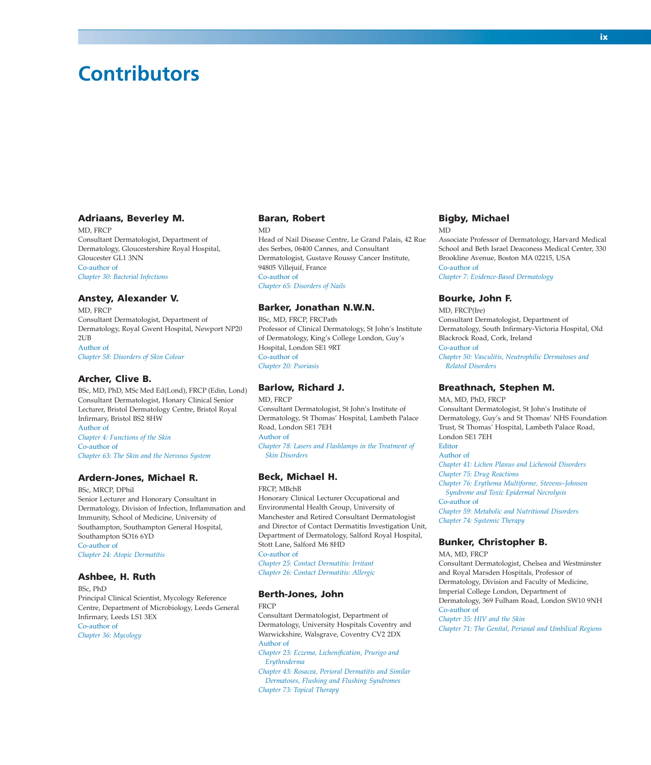# Contributors

### Adriaans, Beverley M.

MD, FRCP
Consultant Dermatologist, Department of Dermatology, Gloucestershire Royal Hospital, Gloucester GL1 3NN
Co-author of
*Chapter 30: Bacterial Infections*

### Anstey, Alexander V.

MD, FRCP
Consultant Dermatologist, Department of Dermatology, Royal Gwent Hospital, Newport NP20 2UB
Author of
*Chapter 58: Disorders of Skin Colour*

### Archer, Clive B.

BSc, MD, PhD, MSc Med Ed(Lond), FRCP (Edin, Lond)
Consultant Dermatologist, Honary Clinical Senior Lecturer, Bristol Dermatology Centre, Bristol Royal Infirmary, Bristol BS2 8HW
Author of
*Chapter 4: Functions of the Skin*
Co-author of
*Chapter 63: The Skin and the Nervous System*

### Ardern-Jones, Michael R.

BSc, MRCP, DPhil
Senior Lecturer and Honorary Consultant in Dermatology, Division of Infection, Inflammation and Immunity, School of Medicine, University of Southampton, Southampton General Hospital, Southampton SO16 6YD
Co-author of
*Chapter 24: Atopic Dermatitis*

### Ashbee, H. Ruth

BSc, PhD
Principal Clinical Scientist, Mycology Reference Centre, Department of Microbiology, Leeds General Infirmary, Leeds LS1 3EX
Co-author of
*Chapter 36: Mycology*

### Baran, Robert

MD
Head of Nail Disease Centre, Le Grand Palais, 42 Rue des Serbes, 06400 Cannes, and Consultant Dermatologist, Gustave Roussy Cancer Institute, 94805 Villejuif, France
Co-author of
*Chapter 65: Disorders of Nails*

### Barker, Jonathan N.W.N.

BSc, MD, FRCP, FRCPath
Professor of Clinical Dermatology, St John's Institute of Dermatology, King's College London, Guy's Hospital, London SE1 9RT
Co-author of
*Chapter 20: Psoriasis*

### Barlow, Richard J.

MD, FRCP
Consultant Dermatologist, St John's Institute of Dermatology, St Thomas' Hospital, Lambeth Palace Road, London SE1 7EH
Author of
*Chapter 78: Lasers and Flashlamps in the Treatment of Skin Disorders*

### Beck, Michael H.

FRCP, MBchB
Honorary Clinical Lecturer Occupational and Environmental Health Group, University of Manchester and Retired Consultant Dermatologist and Director of Contact Dermatitis Investigation Unit, Department of Dermatology, Salford Royal Hospital, Stott Lane, Salford M6 8HD
Co-author of
*Chapter 25: Contact Dermatitis: Irritant*
*Chapter 26: Contact Dermatitis: Allergic*

### Berth-Jones, John

FRCP
Consultant Dermatologist, Department of Dermatology, University Hospitals Coventry and Warwickshire, Walsgrave, Coventry CV2 2DX
Author of
*Chapter 23: Eczema, Lichenification, Prurigo and Erythroderma*
*Chapter 43: Rosacea, Perioral Dermatitis and Similar Dermatoses, Flushing and Flushing Syndromes*
*Chapter 73: Topical Therapy*

### Bigby, Michael

MD
Associate Professor of Dermatology, Harvard Medical School and Beth Israel Deaconess Medical Center, 330 Brookline Avenue, Boston MA 02215, USA
Co-author of
*Chapter 7: Evidence-Based Dermatology*

### Bourke, John F.

MD, FRCP(Ire)
Consultant Dermatologist, Department of Dermatology, South Infirmary-Victoria Hospital, Old Blackrock Road, Cork, Ireland
Co-author of
*Chapter 50: Vasculitis, Neutrophilic Dermatoses and Related Disorders*

### Breathnach, Stephen M.

MA, MD, PhD, FRCP
Consultant Dermatologist, St John's Institute of Dermatology, Guy's and St Thomas' NHS Foundation Trust, St Thomas' Hospital, Lambeth Palace Road, London SE1 7EH
Editor
Author of
*Chapter 41: Lichen Planus and Lichenoid Disorders*
*Chapter 75: Drug Reactions*
*Chapter 76: Erythema Multiforme, Stevens–Johnson Syndrome and Toxic Epidermal Necrolysis*
Co-author of
*Chapter 59: Metabolic and Nutritional Disorders*
*Chapter 74: Systemic Therapy*

### Bunker, Christopher B.

MA, MD, FRCP
Consultant Dermatologist, Chelsea and Westminster and Royal Marsden Hospitals, Professor of Dermatology, Division and Faculty of Medicine, Imperial College London, Department of Dermatology, 369 Fulham Road, London SW10 9NH
Co-author of
*Chapter 35: HIV and the Skin*
*Chapter 71: The Genital, Perianal and Umbilical Regions*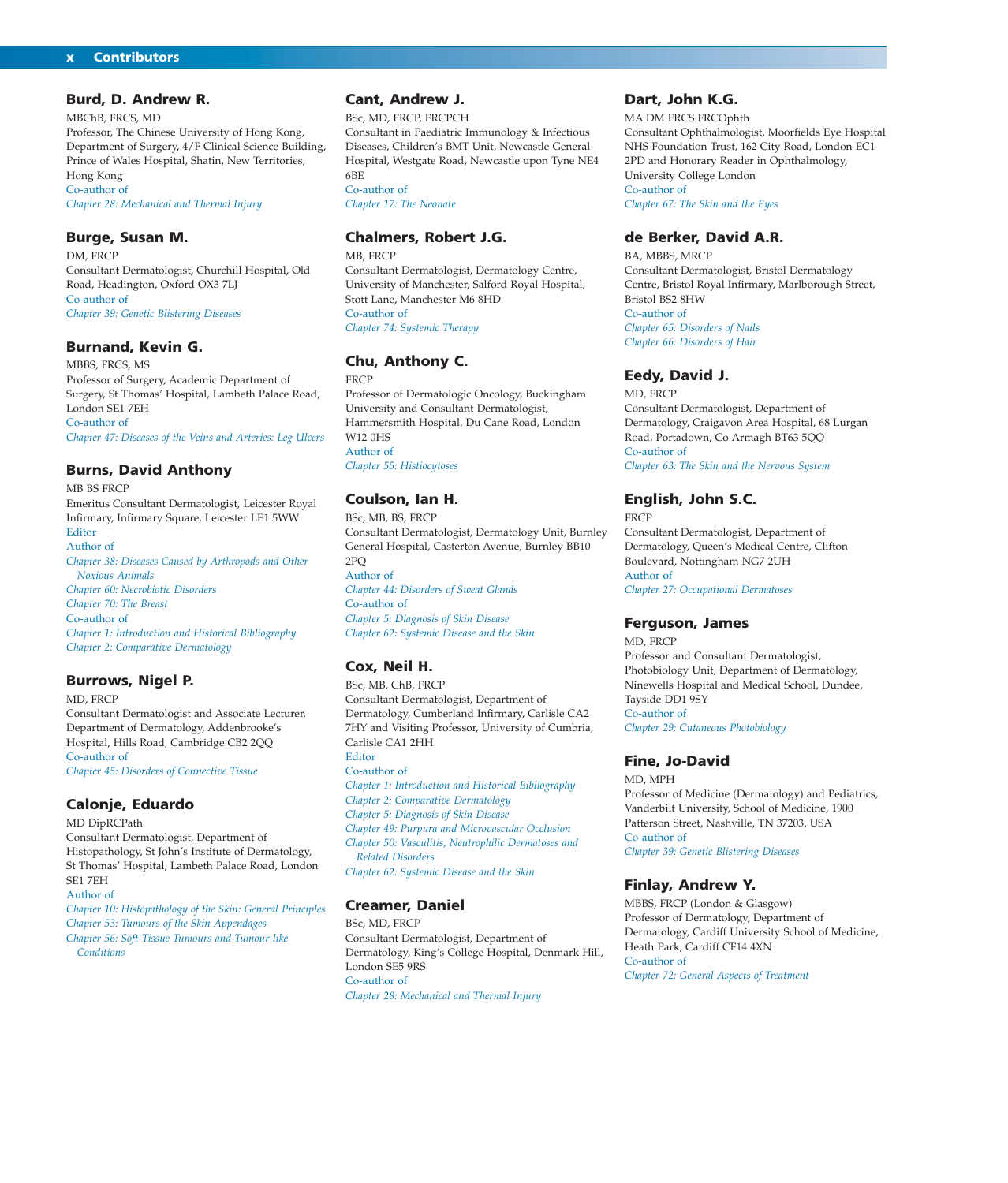## Burd, D. Andrew R.

MBChB, FRCS, MD
Professor, The Chinese University of Hong Kong, Department of Surgery, 4/F Clinical Science Building, Prince of Wales Hospital, Shatin, New Territories, Hong Kong
Co-author of
*Chapter 28: Mechanical and Thermal Injury*

## Burge, Susan M.

DM, FRCP
Consultant Dermatologist, Churchill Hospital, Old Road, Headington, Oxford OX3 7LJ
Co-author of
*Chapter 39: Genetic Blistering Diseases*

## Burnand, Kevin G.

MBBS, FRCS, MS
Professor of Surgery, Academic Department of Surgery, St Thomas' Hospital, Lambeth Palace Road, London SE1 7EH
Co-author of
*Chapter 47: Diseases of the Veins and Arteries: Leg Ulcers*

## Burns, David Anthony

MB BS FRCP
Emeritus Consultant Dermatologist, Leicester Royal Infirmary, Infirmary Square, Leicester LE1 5WW
Editor
Author of
*Chapter 38: Diseases Caused by Arthropods and Other Noxious Animals*
*Chapter 60: Necrobiotic Disorders*
*Chapter 70: The Breast*
Co-author of
*Chapter 1: Introduction and Historical Bibliography*
*Chapter 2: Comparative Dermatology*

## Burrows, Nigel P.

MD, FRCP
Consultant Dermatologist and Associate Lecturer, Department of Dermatology, Addenbrooke's Hospital, Hills Road, Cambridge CB2 2QQ
Co-author of
*Chapter 45: Disorders of Connective Tissue*

## Calonje, Eduardo

MD DipRCPath
Consultant Dermatologist, Department of Histopathology, St John's Institute of Dermatology, St Thomas' Hospital, Lambeth Palace Road, London SE1 7EH
Author of
*Chapter 10: Histopathology of the Skin: General Principles*
*Chapter 53: Tumours of the Skin Appendages*
*Chapter 56: Soft-Tissue Tumours and Tumour-like Conditions*

## Cant, Andrew J.

BSc, MD, FRCP, FRCPCH
Consultant in Paediatric Immunology & Infectious Diseases, Children's BMT Unit, Newcastle General Hospital, Westgate Road, Newcastle upon Tyne NE4 6BE
Co-author of
*Chapter 17: The Neonate*

## Chalmers, Robert J.G.

MB, FRCP
Consultant Dermatologist, Dermatology Centre, University of Manchester, Salford Royal Hospital, Stott Lane, Manchester M6 8HD
Co-author of
*Chapter 74: Systemic Therapy*

## Chu, Anthony C.

FRCP
Professor of Dermatologic Oncology, Buckingham University and Consultant Dermatologist, Hammersmith Hospital, Du Cane Road, London W12 0HS
Author of
*Chapter 55: Histiocytoses*

## Coulson, Ian H.

BSc, MB, BS, FRCP
Consultant Dermatologist, Dermatology Unit, Burnley General Hospital, Casterton Avenue, Burnley BB10 2PQ
Author of
*Chapter 44: Disorders of Sweat Glands*
Co-author of
*Chapter 5: Diagnosis of Skin Disease*
*Chapter 62: Systemic Disease and the Skin*

## Cox, Neil H.

BSc, MB, ChB, FRCP
Consultant Dermatologist, Department of Dermatology, Cumberland Infirmary, Carlisle CA2 7HY and Visiting Professor, University of Cumbria, Carlisle CA1 2HH
Editor
Co-author of
*Chapter 1: Introduction and Historical Bibliography*
*Chapter 2: Comparative Dermatology*
*Chapter 5: Diagnosis of Skin Disease*
*Chapter 49: Purpura and Microvascular Occlusion*
*Chapter 50: Vasculitis, Neutrophilic Dermatoses and Related Disorders*
*Chapter 62: Systemic Disease and the Skin*

## Creamer, Daniel

BSc, MD, FRCP
Consultant Dermatologist, Department of Dermatology, King's College Hospital, Denmark Hill, London SE5 9RS
Co-author of
*Chapter 28: Mechanical and Thermal Injury*

## Dart, John K.G.

MA DM FRCS FRCOphth
Consultant Ophthalmologist, Moorfields Eye Hospital NHS Foundation Trust, 162 City Road, London EC1 2PD and Honorary Reader in Ophthalmology, University College London
Co-author of
*Chapter 67: The Skin and the Eyes*

## de Berker, David A.R.

BA, MBBS, MRCP
Consultant Dermatologist, Bristol Dermatology Centre, Bristol Royal Infirmary, Marlborough Street, Bristol BS2 8HW
Co-author of
*Chapter 65: Disorders of Nails*
*Chapter 66: Disorders of Hair*

## Eedy, David J.

MD, FRCP
Consultant Dermatologist, Department of Dermatology, Craigavon Area Hospital, 68 Lurgan Road, Portadown, Co Armagh BT63 5QQ
Co-author of
*Chapter 63: The Skin and the Nervous System*

## English, John S.C.

FRCP
Consultant Dermatologist, Department of Dermatology, Queen's Medical Centre, Clifton Boulevard, Nottingham NG7 2UH
Author of
*Chapter 27: Occupational Dermatoses*

## Ferguson, James

MD, FRCP
Professor and Consultant Dermatologist, Photobiology Unit, Department of Dermatology, Ninewells Hospital and Medical School, Dundee, Tayside DD1 9SY
Co-author of
*Chapter 29: Cutaneous Photobiology*

## Fine, Jo-David

MD, MPH
Professor of Medicine (Dermatology) and Pediatrics, Vanderbilt University, School of Medicine, 1900 Patterson Street, Nashville, TN 37203, USA
Co-author of
*Chapter 39: Genetic Blistering Diseases*

## Finlay, Andrew Y.

MBBS, FRCP (London & Glasgow)
Professor of Dermatology, Department of Dermatology, Cardiff University School of Medicine, Heath Park, Cardiff CF14 4XN
Co-author of
*Chapter 72: General Aspects of Treatment*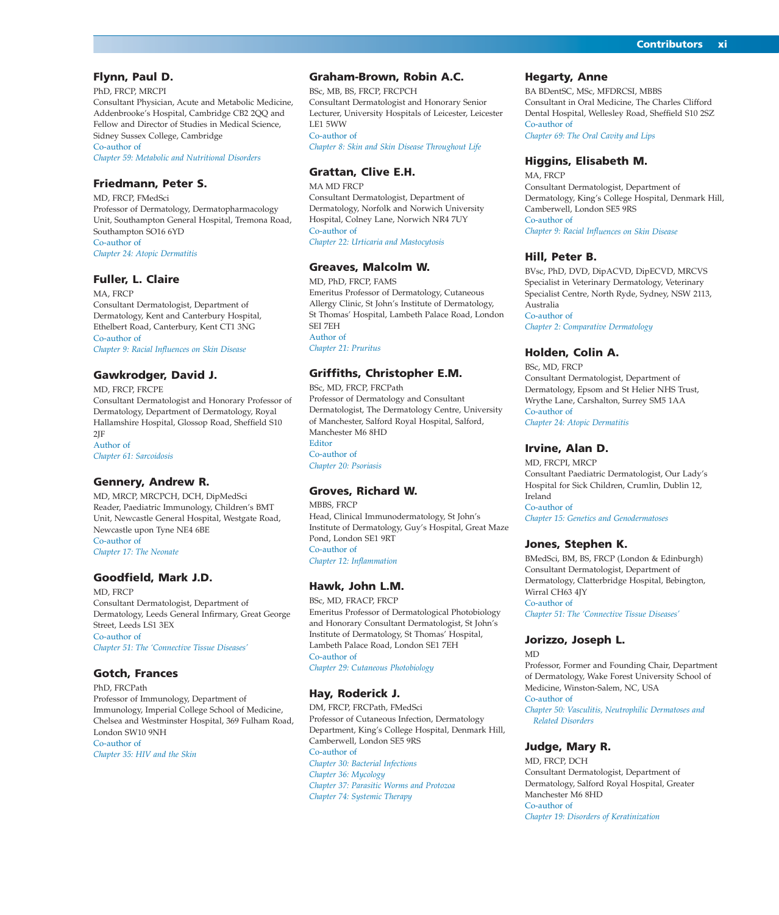### Flynn, Paul D.

PhD, FRCP, MRCPI
Consultant Physician, Acute and Metabolic Medicine, Addenbrooke's Hospital, Cambridge CB2 2QQ and Fellow and Director of Studies in Medical Science, Sidney Sussex College, Cambridge
Co-author of
*Chapter 59: Metabolic and Nutritional Disorders*

### Friedmann, Peter S.

MD, FRCP, FMedSci
Professor of Dermatology, Dermatopharmacology Unit, Southampton General Hospital, Tremona Road, Southampton SO16 6YD
Co-author of
*Chapter 24: Atopic Dermatitis*

### Fuller, L. Claire

MA, FRCP
Consultant Dermatologist, Department of Dermatology, Kent and Canterbury Hospital, Ethelbert Road, Canterbury, Kent CT1 3NG
Co-author of
*Chapter 9: Racial Influences on Skin Disease*

### Gawkrodger, David J.

MD, FRCP, FRCPE
Consultant Dermatologist and Honorary Professor of Dermatology, Department of Dermatology, Royal Hallamshire Hospital, Glossop Road, Sheffield S10 2JF
Author of
*Chapter 61: Sarcoidosis*

### Gennery, Andrew R.

MD, MRCP, MRCPCH, DCH, DipMedSci
Reader, Paediatric Immunology, Children's BMT Unit, Newcastle General Hospital, Westgate Road, Newcastle upon Tyne NE4 6BE
Co-author of
*Chapter 17: The Neonate*

### Goodfield, Mark J.D.

MD, FRCP
Consultant Dermatologist, Department of Dermatology, Leeds General Infirmary, Great George Street, Leeds LS1 3EX
Co-author of
*Chapter 51: The 'Connective Tissue Diseases'*

### Gotch, Frances

PhD, FRCPath
Professor of Immunology, Department of Immunology, Imperial College School of Medicine, Chelsea and Westminster Hospital, 369 Fulham Road, London SW10 9NH
Co-author of
*Chapter 35: HIV and the Skin*

### Graham-Brown, Robin A.C.

BSc, MB, BS, FRCP, FRCPCH
Consultant Dermatologist and Honorary Senior Lecturer, University Hospitals of Leicester, Leicester LE1 5WW
Co-author of
*Chapter 8: Skin and Skin Disease Throughout Life*

### Grattan, Clive E.H.

MA MD FRCP
Consultant Dermatologist, Department of Dermatology, Norfolk and Norwich University Hospital, Colney Lane, Norwich NR4 7UY
Co-author of
*Chapter 22: Urticaria and Mastocytosis*

### Greaves, Malcolm W.

MD, PhD, FRCP, FAMS
Emeritus Professor of Dermatology, Cutaneous Allergy Clinic, St John's Institute of Dermatology, St Thomas' Hospital, Lambeth Palace Road, London SEI 7EH
Author of
*Chapter 21: Pruritus*

### Griffiths, Christopher E.M.

BSc, MD, FRCP, FRCPath
Professor of Dermatology and Consultant Dermatologist, The Dermatology Centre, University of Manchester, Salford Royal Hospital, Salford, Manchester M6 8HD
Editor
Co-author of
*Chapter 20: Psoriasis*

### Groves, Richard W.

MBBS, FRCP
Head, Clinical Immunodermatology, St John's Institute of Dermatology, Guy's Hospital, Great Maze Pond, London SE1 9RT
Co-author of
*Chapter 12: Inflammation*

### Hawk, John L.M.

BSc, MD, FRACP, FRCP
Emeritus Professor of Dermatological Photobiology and Honorary Consultant Dermatologist, St John's Institute of Dermatology, St Thomas' Hospital, Lambeth Palace Road, London SE1 7EH
Co-author of
*Chapter 29: Cutaneous Photobiology*

### Hay, Roderick J.

DM, FRCP, FRCPath, FMedSci
Professor of Cutaneous Infection, Dermatology Department, King's College Hospital, Denmark Hill, Camberwell, London SE5 9RS
Co-author of
*Chapter 30: Bacterial Infections*
*Chapter 36: Mycology*
*Chapter 37: Parasitic Worms and Protozoa*
*Chapter 74: Systemic Therapy*

### Hegarty, Anne

BA BDentSC, MSc, MFDRCSI, MBBS
Consultant in Oral Medicine, The Charles Clifford Dental Hospital, Wellesley Road, Sheffield S10 2SZ
Co-author of
*Chapter 69: The Oral Cavity and Lips*

### Higgins, Elisabeth M.

MA, FRCP
Consultant Dermatologist, Department of Dermatology, King's College Hospital, Denmark Hill, Camberwell, London SE5 9RS
Co-author of
*Chapter 9: Racial Influences on Skin Disease*

### Hill, Peter B.

BVsc, PhD, DVD, DipACVD, DipECVD, MRCVS
Specialist in Veterinary Dermatology, Veterinary Specialist Centre, North Ryde, Sydney, NSW 2113, Australia
Co-author of
*Chapter 2: Comparative Dermatology*

### Holden, Colin A.

BSc, MD, FRCP
Consultant Dermatologist, Department of Dermatology, Epsom and St Helier NHS Trust, Wryhe Lane, Carshalton, Surrey SM5 1AA
Co-author of
*Chapter 24: Atopic Dermatitis*

### Irvine, Alan D.

MD, FRCPI, MRCP
Consultant Paediatric Dermatologist, Our Lady's Hospital for Sick Children, Crumlin, Dublin 12, Ireland
Co-author of
*Chapter 15: Genetics and Genodermatoses*

### Jones, Stephen K.

BMedSci, BM, BS, FRCP (London & Edinburgh)
Consultant Dermatologist, Department of Dermatology, Clatterbridge Hospital, Bebington, Wirral CH63 4JY
Co-author of
*Chapter 51: The 'Connective Tissue Diseases'*

### Jorizzo, Joseph L.

MD
Professor, Former and Founding Chair, Department of Dermatology, Wake Forest University School of Medicine, Winston-Salem, NC, USA
Co-author of
*Chapter 50: Vasculitis, Neutrophilic Dermatoses and Related Disorders*

### Judge, Mary R.

MD, FRCP, DCH
Consultant Dermatologist, Department of Dermatology, Salford Royal Hospital, Greater Manchester M6 8HD
Co-author of
*Chapter 19: Disorders of Keratinization*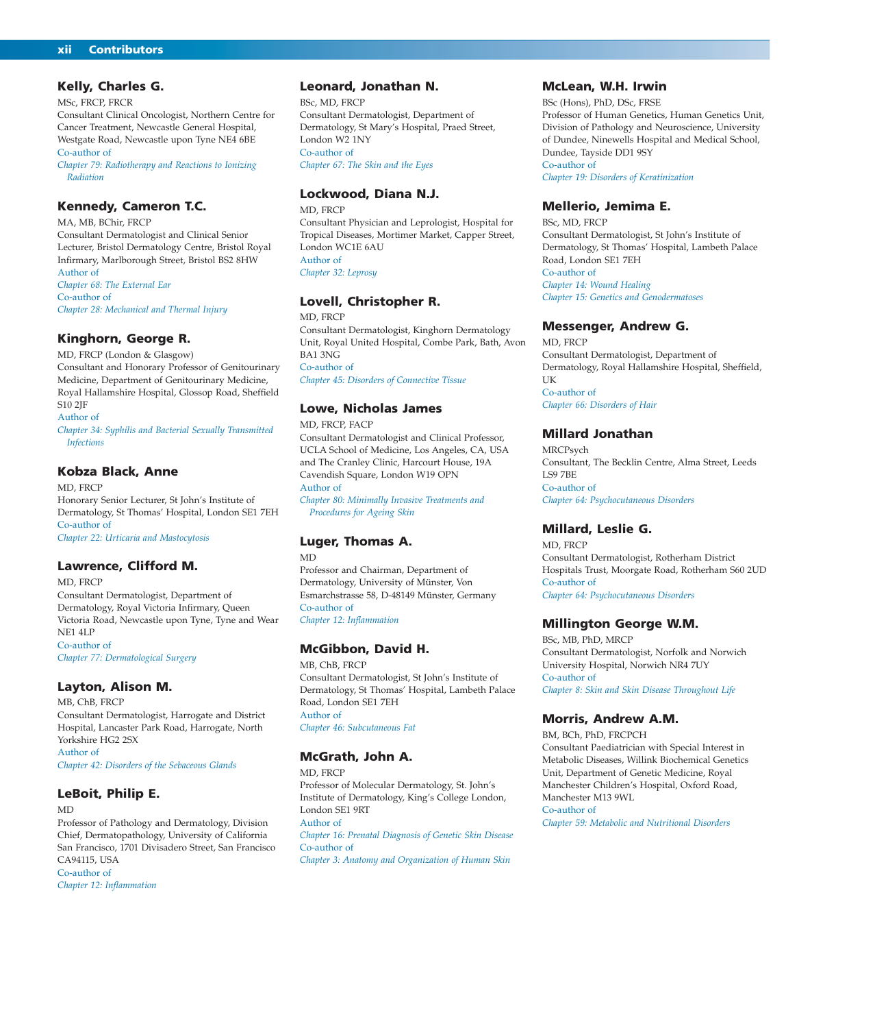### Kelly, Charles G.

MSc, FRCP, FRCR
Consultant Clinical Oncologist, Northern Centre for Cancer Treatment, Newcastle General Hospital, Westgate Road, Newcastle upon Tyne NE4 6BE
Co-author of
*Chapter 79: Radiotherapy and Reactions to Ionizing Radiation*

### Kennedy, Cameron T.C.

MA, MB, BChir, FRCP
Consultant Dermatologist and Clinical Senior Lecturer, Bristol Dermatology Centre, Bristol Royal Infirmary, Marlborough Street, Bristol BS2 8HW
Author of
*Chapter 68: The External Ear*
Co-author of
*Chapter 28: Mechanical and Thermal Injury*

### Kinghorn, George R.

MD, FRCP (London & Glasgow)
Consultant and Honorary Professor of Genitourinary Medicine, Department of Genitourinary Medicine, Royal Hallamshire Hospital, Glossop Road, Sheffield S10 2JF
Author of
*Chapter 34: Syphilis and Bacterial Sexually Transmitted Infections*

### Kobza Black, Anne

MD, FRCP
Honorary Senior Lecturer, St John's Institute of Dermatology, St Thomas' Hospital, London SE1 7EH
Co-author of
*Chapter 22: Urticaria and Mastocytosis*

### Lawrence, Clifford M.

MD, FRCP
Consultant Dermatologist, Department of Dermatology, Royal Victoria Infirmary, Queen Victoria Road, Newcastle upon Tyne, Tyne and Wear NE1 4LP
Co-author of
*Chapter 77: Dermatological Surgery*

### Layton, Alison M.

MB, ChB, FRCP
Consultant Dermatologist, Harrogate and District Hospital, Lancaster Park Road, Harrogate, North Yorkshire HG2 2SX
Author of
*Chapter 42: Disorders of the Sebaceous Glands*

### LeBoit, Philip E.

MD
Professor of Pathology and Dermatology, Division Chief, Dermatopathology, University of California San Francisco, 1701 Divisadero Street, San Francisco CA94115, USA
Co-author of
*Chapter 12: Inflammation*

### Leonard, Jonathan N.

BSc, MD, FRCP
Consultant Dermatologist, Department of Dermatology, St Mary's Hospital, Praed Street, London W2 1NY
Co-author of
*Chapter 67: The Skin and the Eyes*

### Lockwood, Diana N.J.

MD, FRCP
Consultant Physician and Leprologist, Hospital for Tropical Diseases, Mortimer Market, Capper Street, London WC1E 6AU
Author of
*Chapter 32: Leprosy*

### Lovell, Christopher R.

MD, FRCP
Consultant Dermatologist, Kinghorn Dermatology Unit, Royal United Hospital, Combe Park, Bath, Avon BA1 3NG
Co-author of
*Chapter 45: Disorders of Connective Tissue*

### Lowe, Nicholas James

MD, FRCP, FACP
Consultant Dermatologist and Clinical Professor, UCLA School of Medicine, Los Angeles, CA, USA and The Cranley Clinic, Harcourt House, 19A Cavendish Square, London W19 OPN
Author of
*Chapter 80: Minimally Invasive Treatments and Procedures for Ageing Skin*

### Luger, Thomas A.

MD
Professor and Chairman, Department of Dermatology, University of Münster, Von Esmarchstrasse 58, D-48149 Münster, Germany
Co-author of
*Chapter 12: Inflammation*

### McGibbon, David H.

MB, ChB, FRCP
Consultant Dermatologist, St John's Institute of Dermatology, St Thomas' Hospital, Lambeth Palace Road, London SE1 7EH
Author of
*Chapter 46: Subcutaneous Fat*

### McGrath, John A.

MD, FRCP
Professor of Molecular Dermatology, St. John's Institute of Dermatology, King's College London, London SE1 9RT
Author of
*Chapter 16: Prenatal Diagnosis of Genetic Skin Disease*
Co-author of
*Chapter 3: Anatomy and Organization of Human Skin*

### McLean, W.H. Irwin

BSc (Hons), PhD, DSc, FRSE
Professor of Human Genetics, Human Genetics Unit, Division of Pathology and Neuroscience, University of Dundee, Ninewells Hospital and Medical School, Dundee, Tayside DD1 9SY
Co-author of
*Chapter 19: Disorders of Keratinization*

### Mellerio, Jemima E.

BSc, MD, FRCP
Consultant Dermatologist, St John's Institute of Dermatology, St Thomas' Hospital, Lambeth Palace Road, London SE1 7EH
Co-author of
*Chapter 14: Wound Healing*
*Chapter 15: Genetics and Genodermatoses*

### Messenger, Andrew G.

MD, FRCP
Consultant Dermatologist, Department of Dermatology, Royal Hallamshire Hospital, Sheffield, UK
Co-author of
*Chapter 66: Disorders of Hair*

### Millard Jonathan

MRCPsych
Consultant, The Becklin Centre, Alma Street, Leeds LS9 7BE
Co-author of
*Chapter 64: Psychocutaneous Disorders*

### Millard, Leslie G.

MD, FRCP
Consultant Dermatologist, Rotherham District Hospitals Trust, Moorgate Road, Rotherham S60 2UD
Co-author of
*Chapter 64: Psychocutaneous Disorders*

### Millington George W.M.

BSc, MB, PhD, MRCP
Consultant Dermatologist, Norfolk and Norwich University Hospital, Norwich NR4 7UY
Co-author of
*Chapter 8: Skin and Skin Disease Throughout Life*

### Morris, Andrew A.M.

BM, BCh, PhD, FRCPCH
Consultant Paediatrician with Special Interest in Metabolic Diseases, Willink Biochemical Genetics Unit, Department of Genetic Medicine, Royal Manchester Children's Hospital, Oxford Road, Manchester M13 9WL
Co-author of
*Chapter 59: Metabolic and Nutritional Disorders*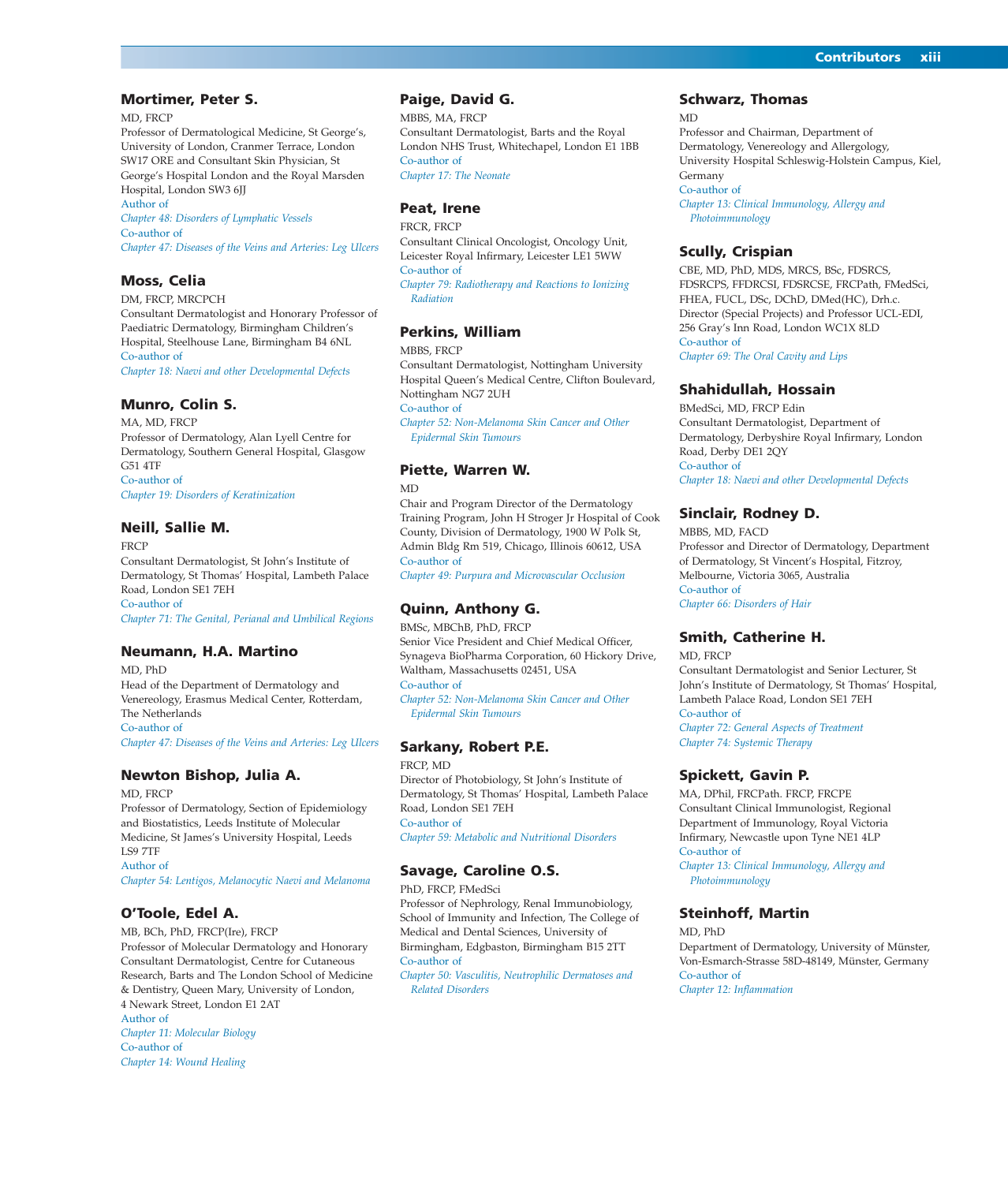### Mortimer, Peter S.

MD, FRCP
Professor of Dermatological Medicine, St George's, University of London, Cranmer Terrace, London SW17 ORE and Consultant Skin Physician, St George's Hospital London and the Royal Marsden Hospital, London SW3 6JJ
Author of
*Chapter 48: Disorders of Lymphatic Vessels*
Co-author of
*Chapter 47: Diseases of the Veins and Arteries: Leg Ulcers*

### Moss, Celia

DM, FRCP, MRCPCH
Consultant Dermatologist and Honorary Professor of Paediatric Dermatology, Birmingham Children's Hospital, Steelhouse Lane, Birmingham B4 6NL
Co-author of
*Chapter 18: Naevi and other Developmental Defects*

### Munro, Colin S.

MA, MD, FRCP
Professor of Dermatology, Alan Lyell Centre for Dermatology, Southern General Hospital, Glasgow G51 4TF
Co-author of
*Chapter 19: Disorders of Keratinization*

### Neill, Sallie M.

FRCP
Consultant Dermatologist, St John's Institute of Dermatology, St Thomas' Hospital, Lambeth Palace Road, London SE1 7EH
Co-author of
*Chapter 71: The Genital, Perianal and Umbilical Regions*

### Neumann, H.A. Martino

MD, PhD
Head of the Department of Dermatology and Venereology, Erasmus Medical Center, Rotterdam, The Netherlands
Co-author of
*Chapter 47: Diseases of the Veins and Arteries: Leg Ulcers*

### Newton Bishop, Julia A.

MD, FRCP
Professor of Dermatology, Section of Epidemiology and Biostatistics, Leeds Institute of Molecular Medicine, St James's University Hospital, Leeds LS9 7TF
Author of
*Chapter 54: Lentigos, Melanocytic Naevi and Melanoma*

### O'Toole, Edel A.

MB, BCh, PhD, FRCP(Ire), FRCP
Professor of Molecular Dermatology and Honorary Consultant Dermatologist, Centre for Cutaneous Research, Barts and The London School of Medicine & Dentistry, Queen Mary, University of London, 4 Newark Street, London E1 2AT
Author of
*Chapter 11: Molecular Biology*
Co-author of
*Chapter 14: Wound Healing*

### Paige, David G.

MBBS, MA, FRCP
Consultant Dermatologist, Barts and the Royal London NHS Trust, Whitechapel, London E1 1BB
Co-author of
*Chapter 17: The Neonate*

### Peat, Irene

FRCR, FRCP
Consultant Clinical Oncologist, Oncology Unit, Leicester Royal Infirmary, Leicester LE1 5WW
Co-author of
*Chapter 79: Radiotherapy and Reactions to Ionizing Radiation*

### Perkins, William

MBBS, FRCP
Consultant Dermatologist, Nottingham University Hospital Queen's Medical Centre, Clifton Boulevard, Nottingham NG7 2UH
Co-author of
*Chapter 52: Non-Melanoma Skin Cancer and Other Epidermal Skin Tumours*

### Piette, Warren W.

MD
Chair and Program Director of the Dermatology Training Program, John H Stroger Jr Hospital of Cook County, Division of Dermatology, 1900 W Polk St, Admin Bldg Rm 519, Chicago, Illinois 60612, USA
Co-author of
*Chapter 49: Purpura and Microvascular Occlusion*

### Quinn, Anthony G.

BMSc, MBChB, PhD, FRCP
Senior Vice President and Chief Medical Officer, Synageva BioPharma Corporation, 60 Hickory Drive, Waltham, Massachusetts 02451, USA
Co-author of
*Chapter 52: Non-Melanoma Skin Cancer and Other Epidermal Skin Tumours*

### Sarkany, Robert P.E.

FRCP, MD
Director of Photobiology, St John's Institute of Dermatology, St Thomas' Hospital, Lambeth Palace Road, London SE1 7EH
Co-author of
*Chapter 59: Metabolic and Nutritional Disorders*

### Savage, Caroline O.S.

PhD, FRCP, FMedSci
Professor of Nephrology, Renal Immunobiology, School of Immunity and Infection, The College of Medical and Dental Sciences, University of Birmingham, Edgbaston, Birmingham B15 2TT
Co-author of
*Chapter 50: Vasculitis, Neutrophilic Dermatoses and Related Disorders*

### Schwarz, Thomas

MD
Professor and Chairman, Department of Dermatology, Venereology and Allergology, University Hospital Schleswig-Holstein Campus, Kiel, Germany
Co-author of
*Chapter 13: Clinical Immunology, Allergy and Photoimmunology*

### Scully, Crispian

CBE, MD, PhD, MDS, MRCS, BSc, FDSRCS, FDSRCPS, FFDRCSI, FDSRCSE, FRCPath, FMedSci, FHEA, FUCL, DSc, DChD, DMed(HC), Drh.c.
Director (Special Projects) and Professor UCL-EDI, 256 Gray's Inn Road, London WC1X 8LD
Co-author of
*Chapter 69: The Oral Cavity and Lips*

### Shahidullah, Hossain

BMedSci, MD, FRCP Edin
Consultant Dermatologist, Department of Dermatology, Derbyshire Royal Infirmary, London Road, Derby DE1 2QY
Co-author of
*Chapter 18: Naevi and other Developmental Defects*

### Sinclair, Rodney D.

MBBS, MD, FACD
Professor and Director of Dermatology, Department of Dermatology, St Vincent's Hospital, Fitzroy, Melbourne, Victoria 3065, Australia
Co-author of
*Chapter 66: Disorders of Hair*

### Smith, Catherine H.

MD, FRCP
Consultant Dermatologist and Senior Lecturer, St John's Institute of Dermatology, St Thomas' Hospital, Lambeth Palace Road, London SE1 7EH
Co-author of
*Chapter 72: General Aspects of Treatment*
*Chapter 74: Systemic Therapy*

### Spickett, Gavin P.

MA, DPhil, FRCPath. FRCP, FRCPE
Consultant Clinical Immunologist, Regional Department of Immunology, Royal Victoria Infirmary, Newcastle upon Tyne NE1 4LP
Co-author of
*Chapter 13: Clinical Immunology, Allergy and Photoimmunology*

### Steinhoff, Martin

MD, PhD
Department of Dermatology, University of Münster, Von-Esmarch-Strasse 58D-48149, Münster, Germany
Co-author of
*Chapter 12: Inflammation*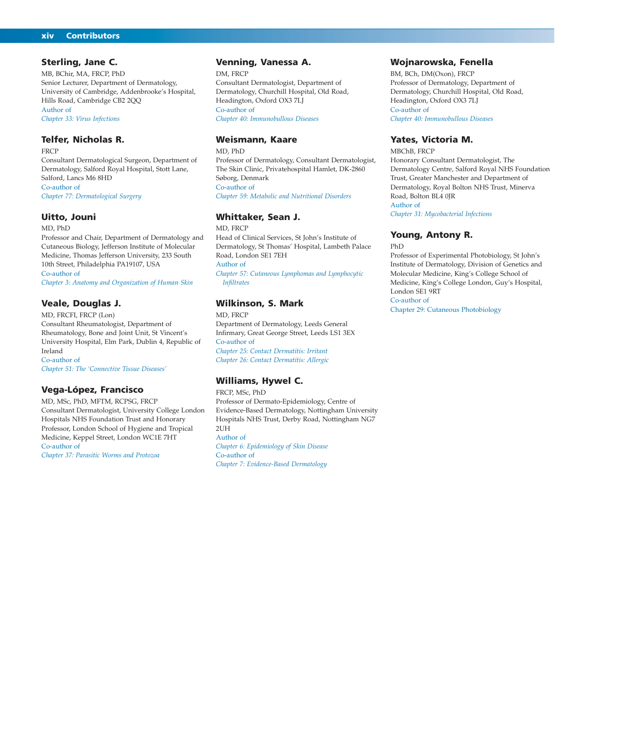### Sterling, Jane C.

MB, BChir, MA, FRCP, PhD
Senior Lecturer, Department of Dermatology, University of Cambridge, Addenbrooke's Hospital, Hills Road, Cambridge CB2 2QQ
Author of
*Chapter 33: Virus Infections*

### Telfer, Nicholas R.

FRCP
Consultant Dermatological Surgeon, Department of Dermatology, Salford Royal Hospital, Stott Lane, Salford, Lancs M6 8HD
Co-author of
*Chapter 77: Dermatological Surgery*

### Uitto, Jouni

MD, PhD
Professor and Chair, Department of Dermatology and Cutaneous Biology, Jefferson Institute of Molecular Medicine, Thomas Jefferson University, 233 South 10th Street, Philadelphia PA19107, USA
Co-author of
*Chapter 3: Anatomy and Organization of Human Skin*

### Veale, Douglas J.

MD, FRCFI, FRCP (Lon)
Consultant Rheumatologist, Department of Rheumatology, Bone and Joint Unit, St Vincent's University Hospital, Elm Park, Dublin 4, Republic of Ireland
Co-author of
*Chapter 51: The 'Connective Tissue Diseases'*

### Vega-López, Francisco

MD, MSc, PhD, MFTM, RCPSG, FRCP
Consultant Dermatologist, University College London Hospitals NHS Foundation Trust and Honorary Professor, London School of Hygiene and Tropical Medicine, Keppel Street, London WC1E 7HT
Co-author of
*Chapter 37: Parasitic Worms and Protozoa*

### Venning, Vanessa A.

DM, FRCP
Consultant Dermatologist, Department of Dermatology, Churchill Hospital, Old Road, Headington, Oxford OX3 7LJ
Co-author of
*Chapter 40: Immunobullous Diseases*

### Weismann, Kaare

MD, PhD
Professor of Dermatology, Consultant Dermatologist, The Skin Clinic, Privatehospital Hamlet, DK-2860 Søborg, Denmark
Co-author of
*Chapter 59: Metabolic and Nutritional Disorders*

### Whittaker, Sean J.

MD, FRCP
Head of Clinical Services, St John's Institute of Dermatology, St Thomas' Hospital, Lambeth Palace Road, London SE1 7EH
Author of
*Chapter 57: Cutaneous Lymphomas and Lymphocytic Infiltrates*

### Wilkinson, S. Mark

MD, FRCP
Department of Dermatology, Leeds General Infirmary, Great George Street, Leeds LS1 3EX
Co-author of
*Chapter 25: Contact Dermatitis: Irritant*
*Chapter 26: Contact Dermatitis: Allergic*

### Williams, Hywel C.

FRCP, MSc, PhD
Professor of Dermato-Epidemiology, Centre of Evidence-Based Dermatology, Nottingham University Hospitals NHS Trust, Derby Road, Nottingham NG7 2UH
Author of
*Chapter 6: Epidemiology of Skin Disease*
Co-author of
*Chapter 7: Evidence-Based Dermatology*

### Wojnarowska, Fenella

BM, BCh, DM(Oxon), FRCP
Professor of Dermatology, Department of Dermatology, Churchill Hospital, Old Road, Headington, Oxford OX3 7LJ
Co-author of
*Chapter 40: Immunobullous Diseases*

### Yates, Victoria M.

MBChB, FRCP
Honorary Consultant Dermatologist, The Dermatology Centre, Salford Royal NHS Foundation Trust, Greater Manchester and Department of Dermatology, Royal Bolton NHS Trust, Minerva Road, Bolton BL4 0JR
Author of
*Chapter 31: Mycobacterial Infections*

### Young, Antony R.

PhD
Professor of Experimental Photobiology, St John's Institute of Dermatology, Division of Genetics and Molecular Medicine, King's College School of Medicine, King's College London, Guy's Hospital, London SE1 9RT
Co-author of
Chapter 29: Cutaneous Photobiology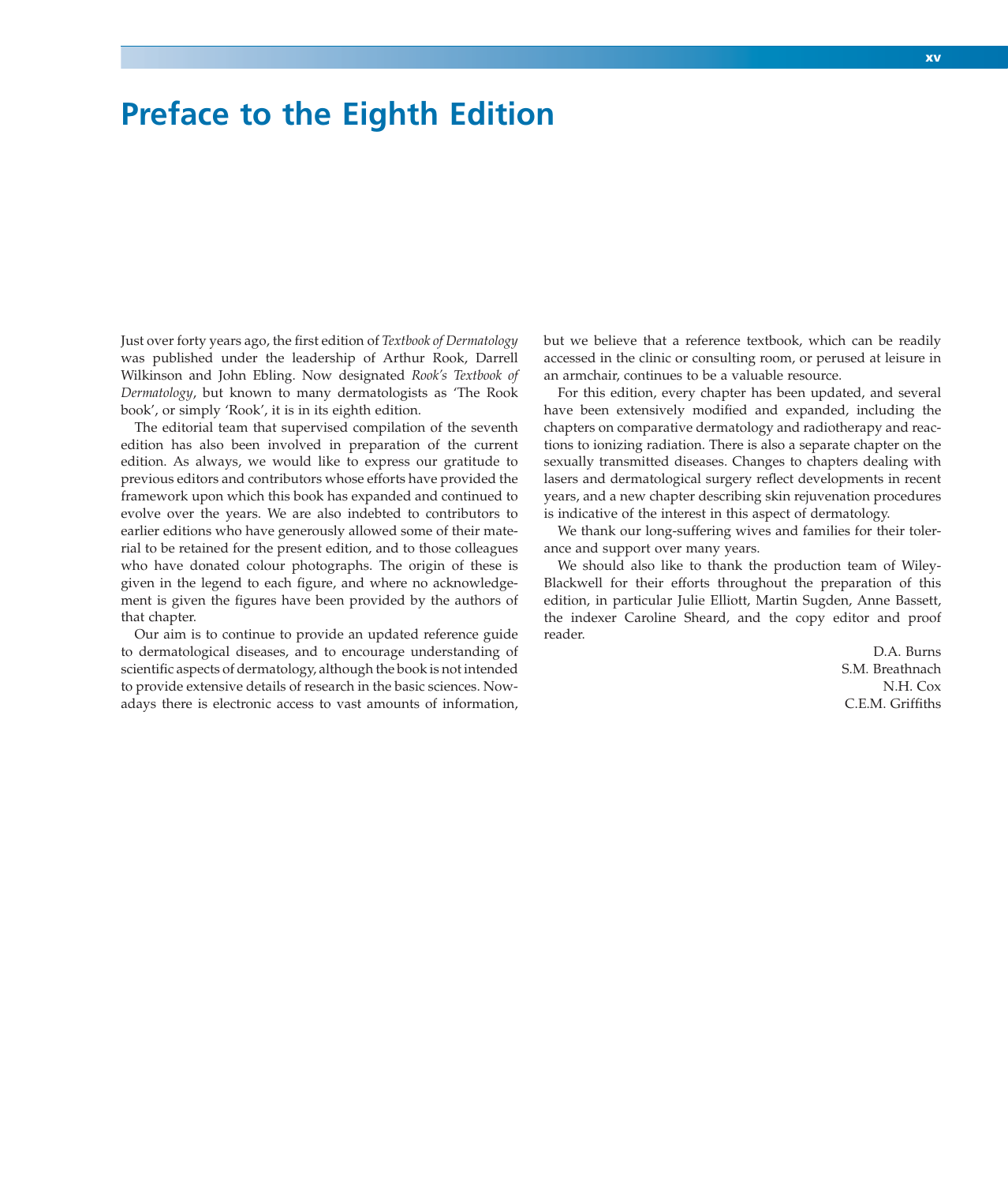# Preface to the Eighth Edition

Just over forty years ago, the first edition of *Textbook of Dermatology* was published under the leadership of Arthur Rook, Darrell Wilkinson and John Ebling. Now designated *Rook's Textbook of Dermatology*, but known to many dermatologists as 'The Rook book', or simply 'Rook', it is in its eighth edition.

The editorial team that supervised compilation of the seventh edition has also been involved in preparation of the current edition. As always, we would like to express our gratitude to previous editors and contributors whose efforts have provided the framework upon which this book has expanded and continued to evolve over the years. We are also indebted to contributors to earlier editions who have generously allowed some of their material to be retained for the present edition, and to those colleagues who have donated colour photographs. The origin of these is given in the legend to each figure, and where no acknowledgement is given the figures have been provided by the authors of that chapter.

Our aim is to continue to provide an updated reference guide to dermatological diseases, and to encourage understanding of scientific aspects of dermatology, although the book is not intended to provide extensive details of research in the basic sciences. Nowadays there is electronic access to vast amounts of information, but we believe that a reference textbook, which can be readily accessed in the clinic or consulting room, or perused at leisure in an armchair, continues to be a valuable resource.

For this edition, every chapter has been updated, and several have been extensively modified and expanded, including the chapters on comparative dermatology and radiotherapy and reactions to ionizing radiation. There is also a separate chapter on the sexually transmitted diseases. Changes to chapters dealing with lasers and dermatological surgery reflect developments in recent years, and a new chapter describing skin rejuvenation procedures is indicative of the interest in this aspect of dermatology.

We thank our long-suffering wives and families for their tolerance and support over many years.

We should also like to thank the production team of Wiley-Blackwell for their efforts throughout the preparation of this edition, in particular Julie Elliott, Martin Sugden, Anne Bassett, the indexer Caroline Sheard, and the copy editor and proof reader.

D.A. Burns  
S.M. Breathnach  
N.H. Cox  
C.E.M. Griffiths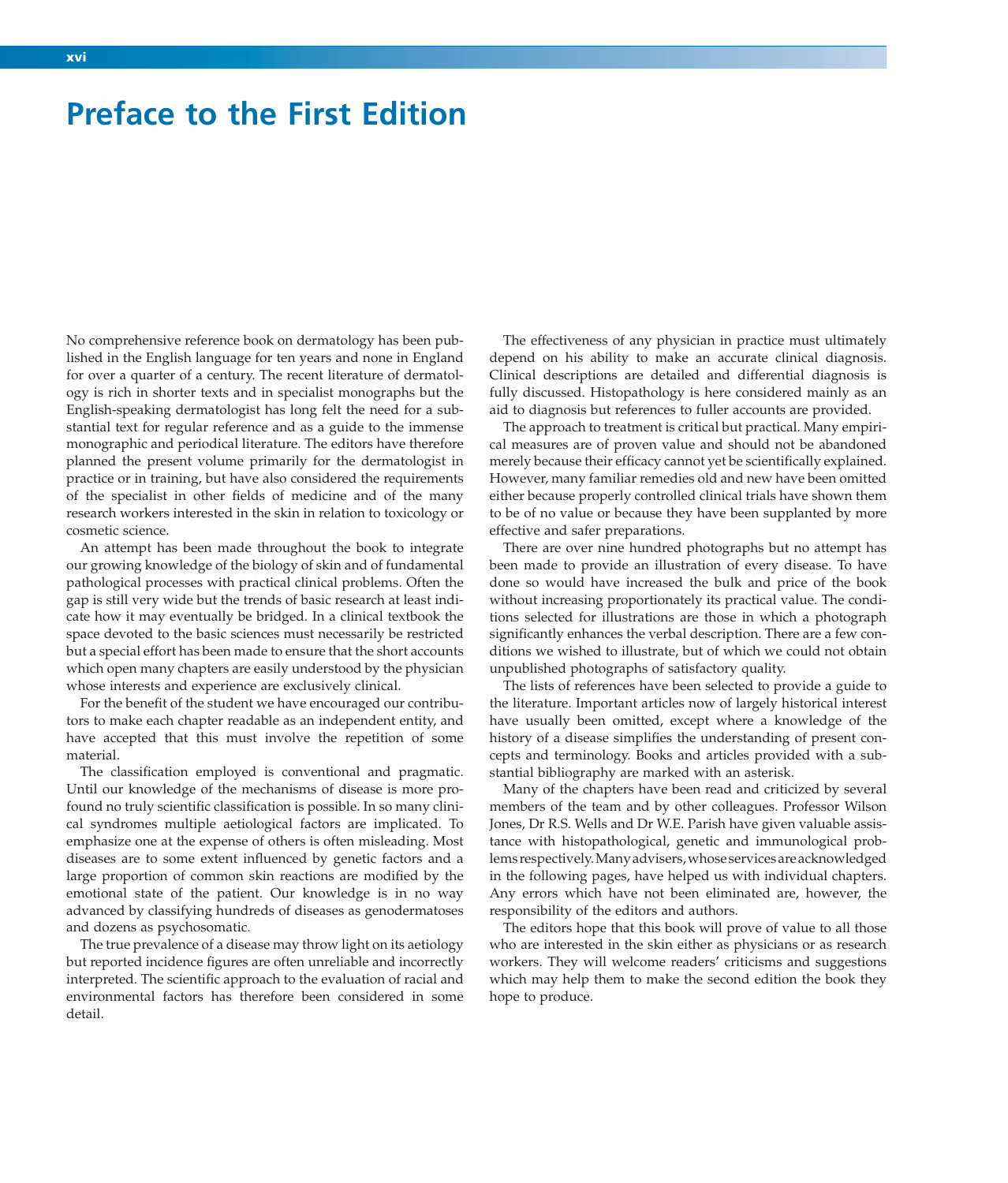# Preface to the First Edition

No comprehensive reference book on dermatology has been published in the English language for ten years and none in England for over a quarter of a century. The recent literature of dermatology is rich in shorter texts and in specialist monographs but the English-speaking dermatologist has long felt the need for a substantial text for regular reference and as a guide to the immense monographic and periodical literature. The editors have therefore planned the present volume primarily for the dermatologist in practice or in training, but have also considered the requirements of the specialist in other fields of medicine and of the many research workers interested in the skin in relation to toxicology or cosmetic science.

An attempt has been made throughout the book to integrate our growing knowledge of the biology of skin and of fundamental pathological processes with practical clinical problems. Often the gap is still very wide but the trends of basic research at least indicate how it may eventually be bridged. In a clinical textbook the space devoted to the basic sciences must necessarily be restricted but a special effort has been made to ensure that the short accounts which open many chapters are easily understood by the physician whose interests and experience are exclusively clinical.

For the benefit of the student we have encouraged our contributors to make each chapter readable as an independent entity, and have accepted that this must involve the repetition of some material.

The classification employed is conventional and pragmatic. Until our knowledge of the mechanisms of disease is more profound no truly scientific classification is possible. In so many clinical syndromes multiple aetiological factors are implicated. To emphasize one at the expense of others is often misleading. Most diseases are to some extent influenced by genetic factors and a large proportion of common skin reactions are modified by the emotional state of the patient. Our knowledge is in no way advanced by classifying hundreds of diseases as genodermatoses and dozens as psychosomatic.

The true prevalence of a disease may throw light on its aetiology but reported incidence figures are often unreliable and incorrectly interpreted. The scientific approach to the evaluation of racial and environmental factors has therefore been considered in some detail.

The effectiveness of any physician in practice must ultimately depend on his ability to make an accurate clinical diagnosis. Clinical descriptions are detailed and differential diagnosis is fully discussed. Histopathology is here considered mainly as an aid to diagnosis but references to fuller accounts are provided.

The approach to treatment is critical but practical. Many empirical measures are of proven value and should not be abandoned merely because their efficacy cannot yet be scientifically explained. However, many familiar remedies old and new have been omitted either because properly controlled clinical trials have shown them to be of no value or because they have been supplanted by more effective and safer preparations.

There are over nine hundred photographs but no attempt has been made to provide an illustration of every disease. To have done so would have increased the bulk and price of the book without increasing proportionately its practical value. The conditions selected for illustrations are those in which a photograph significantly enhances the verbal description. There are a few conditions we wished to illustrate, but of which we could not obtain unpublished photographs of satisfactory quality.

The lists of references have been selected to provide a guide to the literature. Important articles now of largely historical interest have usually been omitted, except where a knowledge of the history of a disease simplifies the understanding of present concepts and terminology. Books and articles provided with a substantial bibliography are marked with an asterisk.

Many of the chapters have been read and criticized by several members of the team and by other colleagues. Professor Wilson Jones, Dr R.S. Wells and Dr W.E. Parish have given valuable assistance with histopathological, genetic and immunological problems respectively. Many advisers, whose services are acknowledged in the following pages, have helped us with individual chapters. Any errors which have not been eliminated are, however, the responsibility of the editors and authors.

The editors hope that this book will prove of value to all those who are interested in the skin either as physicians or as research workers. They will welcome readers' criticisms and suggestions which may help them to make the second edition the book they hope to produce.